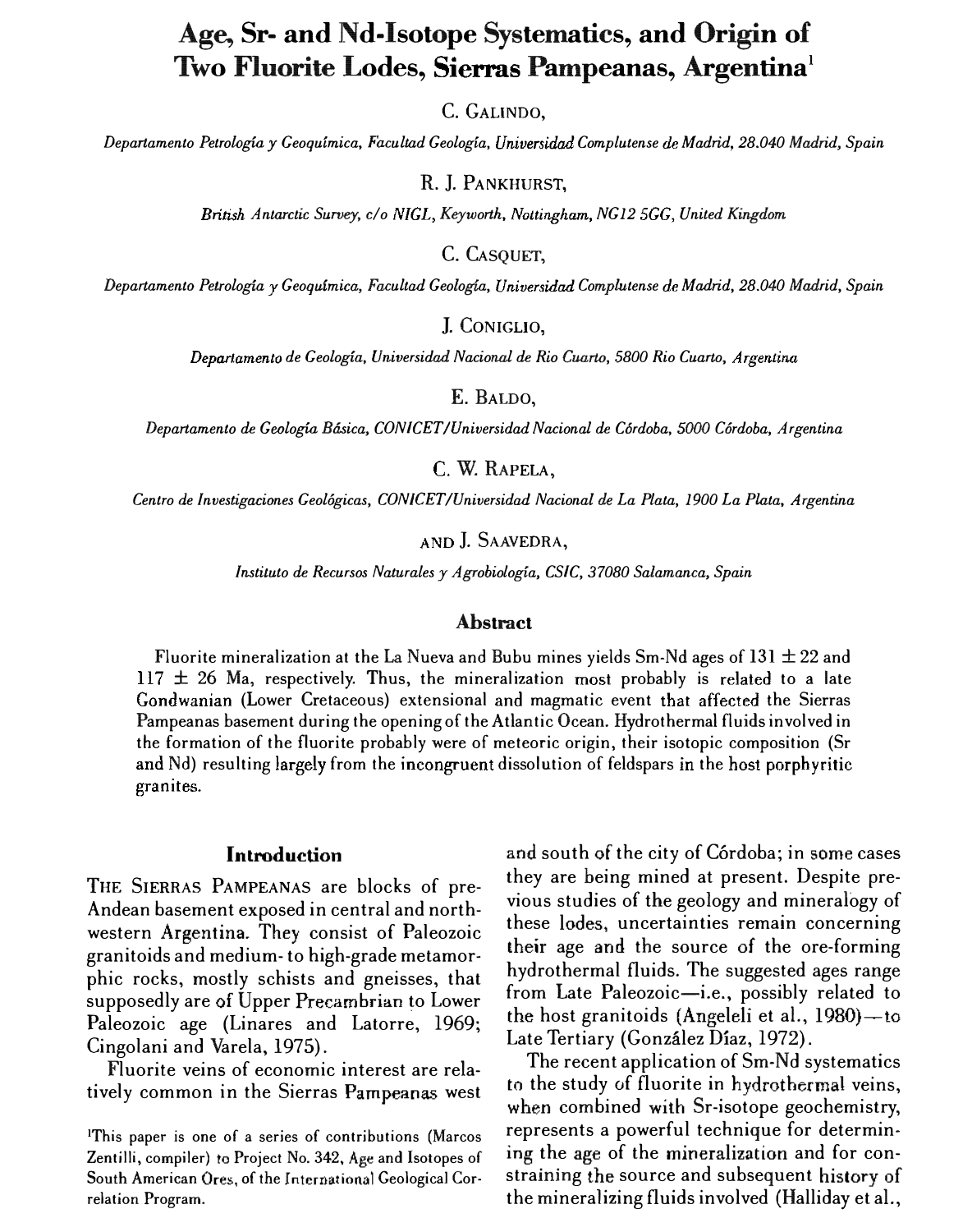# Age, Sr- and Nd-Isotope Systematics, and Origin of Two Fluorite Lodes, Sierras Pampeanas, Argentina[1]

C. GALINDO,

*Departamento Petrología y Geoquímica, Facultad Geología, Universidad Complutense de Madrid, 28.040 Madrid, Spain*

R. J. PANKHURST,

*British Antarctic Survey, c/o NIGL, Keyworth, Nottingham, NG12 5GG, United Kingdom*

C. CASQUET,

*Departamento Petrología y Geoquímica, Facultad Geología, Universidad Complutense de Madrid, 28.040 Madrid, Spain*

J. CONIGLIO,

*Departamento de Geología, Universidad Nacional de Rio Cuarto, 5800 Rio Cuarto, Argentina*

E. BALDO,

*Departamento de Geología Básica, CONICET/Universidad Nacional de Córdoba, 5000 Córdoba, Argentina*

C. W. RAPELA,

*Centro de Investigaciones Geológicas, CONICET/Universidad Nacional de La Plata, 1900 La Plata, Argentina*

AND J. SAAVEDRA,

*Instituto de Recursos Naturales y Agrobiología, CSIC, 37080 Salamanca, Spain*

## Abstract

Fluorite mineralization at the La Nueva and Bubu mines yields Sm-Nd ages of $131 \pm 22$ and $117 \pm 26$ Ma, respectively. Thus, the mineralization most probably is related to a late Gondwanian (Lower Cretaceous) extensional and magmatic event that affected the Sierras Pampeanas basement during the opening of the Atlantic Ocean. Hydrothermal fluids involved in the formation of the fluorite probably were of meteoric origin, their isotopic composition (Sr and Nd) resulting largely from the incongruent dissolution of feldspars in the host porphyritic granites.

## Introduction

THE SIERRAS PAMPEANAS are blocks of pre-Andean basement exposed in central and northwestern Argentina. They consist of Paleozoic granitoids and medium- to high-grade metamorphic rocks, mostly schists and gneisses, that supposedly are of Upper Precambrian to Lower Paleozoic age (Linares and Latorre, 1969; Cingolani and Varela, 1975).

Fluorite veins of economic interest are relatively common in the Sierras Pampeanas west and south of the city of Córdoba; in some cases they are being mined at present. Despite previous studies of the geology and mineralogy of these lodes, uncertainties remain concerning their age and the source of the ore-forming hydrothermal fluids. The suggested ages range from Late Paleozoic—i.e., possibly related to the host granitoids (Angeleli et al., 1980)—to Late Tertiary (González Díaz, 1972).

The recent application of Sm-Nd systematics to the study of fluorite in hydrothermal veins, when combined with Sr-isotope geochemistry, represents a powerful technique for determining the age of the mineralization and for constraining the source and subsequent history of the mineralizing fluids involved (Halliday et al.,

[1]This paper is one of a series of contributions (Marcos Zentilli, compiler) to Project No. 342, Age and Isotopes of South American Ores, of the International Geological Correlation Program.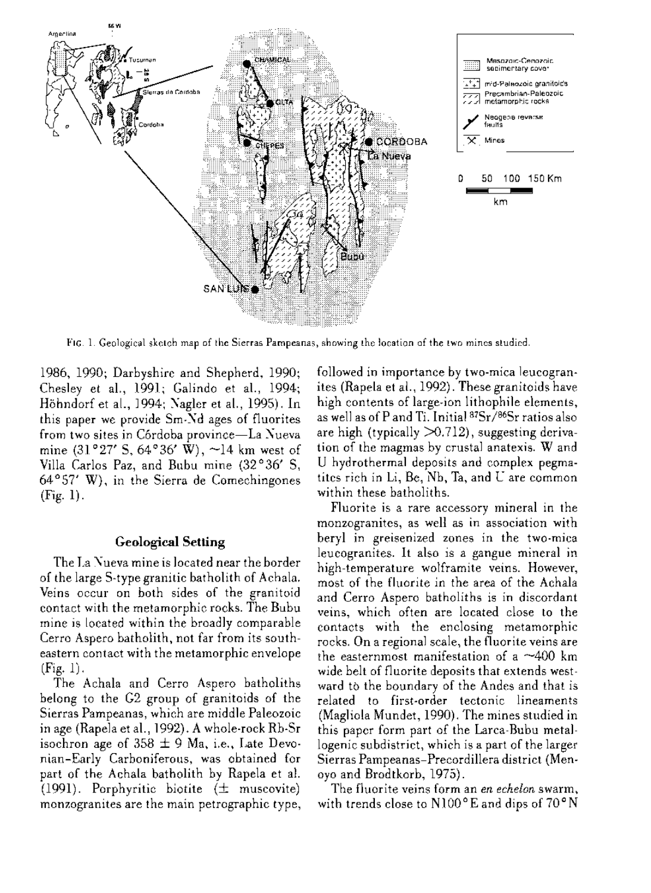FIG. 1. Geological sketch map of the Sierras Pampeanas, showing the location of the two mines studied.

1986, 1990; Darbyshire and Shepherd, 1990; Chesley et al., 1991; Galindo et al., 1994; Höhndorf et al., 1994; Nagler et al., 1995). In this paper we provide Sm-Nd ages of fluorites from two sites in Córdoba province—La Nueva mine (31°27′ S, 64°36′ W), ~14 km west of Villa Carlos Paz, and Bubu mine (32°36′ S, 64°57′ W), in the Sierra de Comechingones (Fig. 1).

## Geological Setting

The La Nueva mine is located near the border of the large S-type granitic batholith of Achala. Veins occur on both sides of the granitoid contact with the metamorphic rocks. The Bubu mine is located within the broadly comparable Cerro Aspero batholith, not far from its southeastern contact with the metamorphic envelope (Fig. 1).

The Achala and Cerro Aspero batholiths belong to the G2 group of granitoids of the Sierras Pampeanas, which are middle Paleozoic in age (Rapela et al., 1992). A whole-rock Rb-Sr isochron age of 358 ± 9 Ma, i.e., Late Devonian–Early Carboniferous, was obtained for part of the Achala batholith by Rapela et al. (1991). Porphyritic biotite (± muscovite) monzogranites are the main petrographic type, followed in importance by two-mica leucogranites (Rapela et al., 1992). These granitoids have high contents of large-ion lithophile elements, as well as of P and Ti. Initial $^{87}Sr/^{86}Sr$ ratios also are high (typically >0.712), suggesting derivation of the magmas by crustal anatexis. W and U hydrothermal deposits and complex pegmatites rich in Li, Be, Nb, Ta, and U are common within these batholiths.

Fluorite is a rare accessory mineral in the monzogranites, as well as in association with beryl in greisenized zones in the two-mica leucogranites. It also is a gangue mineral in high-temperature wolframite veins. However, most of the fluorite in the area of the Achala and Cerro Aspero batholiths is in discordant veins, which often are located close to the contacts with the enclosing metamorphic rocks. On a regional scale, the fluorite veins are the easternmost manifestation of a ~400 km wide belt of fluorite deposits that extends westward to the boundary of the Andes and that is related to first-order tectonic lineaments (Magliola Mundet, 1990). The mines studied in this paper form part of the Larca-Bubu metallogenic subdistrict, which is a part of the larger Sierras Pampeanas–Precordillera district (Menoyo and Brodtkorb, 1975).

The fluorite veins form an *en echelon* swarm, with trends close to N100°E and dips of 70°N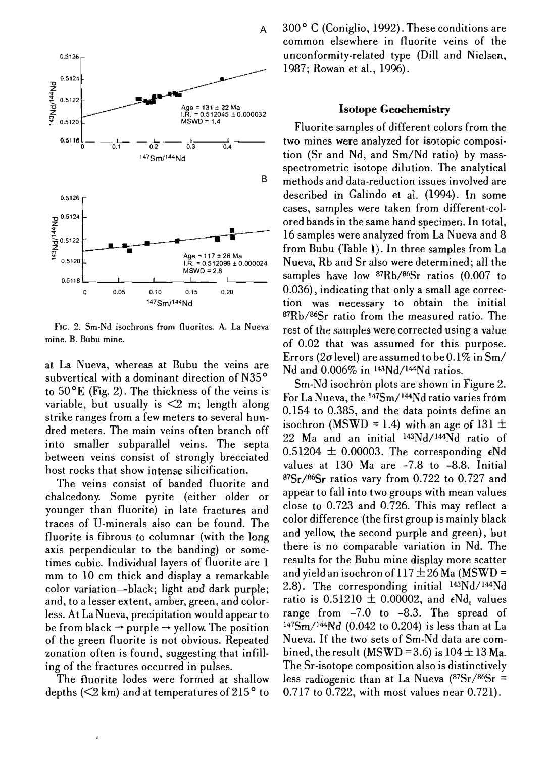FIG. 2. Sm-Nd isochrons from fluorites. A. La Nueva mine. B. Bubu mine.

at La Nueva, whereas at Bubu the veins are subvertical with a dominant direction of N35° to 50°E (Fig. 2). The thickness of the veins is variable, but usually is <2 m; length along strike ranges from a few meters to several hundred meters. The main veins often branch off into smaller subparallel veins. The septa between veins consist of strongly brecciated host rocks that show intense silicification.

The veins consist of banded fluorite and chalcedony. Some pyrite (either older or younger than fluorite) in late fractures and traces of U-minerals also can be found. The fluorite is fibrous to columnar (with the long axis perpendicular to the banding) or sometimes cubic. Individual layers of fluorite are 1 mm to 10 cm thick and display a remarkable color variation—black; light and dark purple; and, to a lesser extent, amber, green, and colorless. At La Nueva, precipitation would appear to be from black → purple → yellow. The position of the green fluorite is not obvious. Repeated zonation often is found, suggesting that infilling of the fractures occurred in pulses.

The fluorite lodes were formed at shallow depths (<2 km) and at temperatures of 215° to 300° C (Coniglio, 1992). These conditions are common elsewhere in fluorite veins of the unconformity-related type (Dill and Nielsen, 1987; Rowan et al., 1996).

## Isotope Geochemistry

Fluorite samples of different colors from the two mines were analyzed for isotopic composition (Sr and Nd, and Sm/Nd ratio) by mass-spectrometric isotope dilution. The analytical methods and data-reduction issues involved are described in Galindo et al. (1994). In some cases, samples were taken from different-colored bands in the same hand specimen. In total, 16 samples were analyzed from La Nueva and 8 from Bubu (Table 1). In three samples from La Nueva, Rb and Sr also were determined; all the samples have low $^{87}Rb/^{86}Sr$ ratios (0.007 to 0.036), indicating that only a small age correction was necessary to obtain the initial $^{87}Rb/^{86}Sr$ ratio from the measured ratio. The rest of the samples were corrected using a value of 0.02 that was assumed for this purpose. Errors ($2\sigma$ level) are assumed to be 0.1% in Sm/Nd and 0.006% in $^{143}Nd/^{144}Nd$ ratios.

Sm-Nd isochron plots are shown in Figure 2. For La Nueva, the $^{147}Sm/^{144}Nd$ ratio varies from 0.154 to 0.385, and the data points define an isochron (MSWD = 1.4) with an age of 131 ± 22 Ma and an initial $^{143}Nd/^{144}Nd$ ratio of 0.51204 ± 0.00003. The corresponding $\epsilon Nd$ values at 130 Ma are -7.8 to -8.8. Initial $^{87}Sr/^{86}Sr$ ratios vary from 0.722 to 0.727 and appear to fall into two groups with mean values close to 0.723 and 0.726. This may reflect a color difference (the first group is mainly black and yellow, the second purple and green), but there is no comparable variation in Nd. The results for the Bubu mine display more scatter and yield an isochron of 117 ± 26 Ma (MSWD = 2.8). The corresponding initial $^{143}Nd/^{144}Nd$ ratio is 0.51210 ± 0.00002, and $\epsilon Nd_t$ values range from -7.0 to -8.3. The spread of $^{147}Sm/^{144}Nd$ (0.042 to 0.204) is less than at La Nueva. If the two sets of Sm-Nd data are combined, the result (MSWD = 3.6) is 104 ± 13 Ma. The Sr-isotope composition also is distinctively less radiogenic than at La Nueva ($^{87}Sr/^{86}Sr$ = 0.717 to 0.722, with most values near 0.721).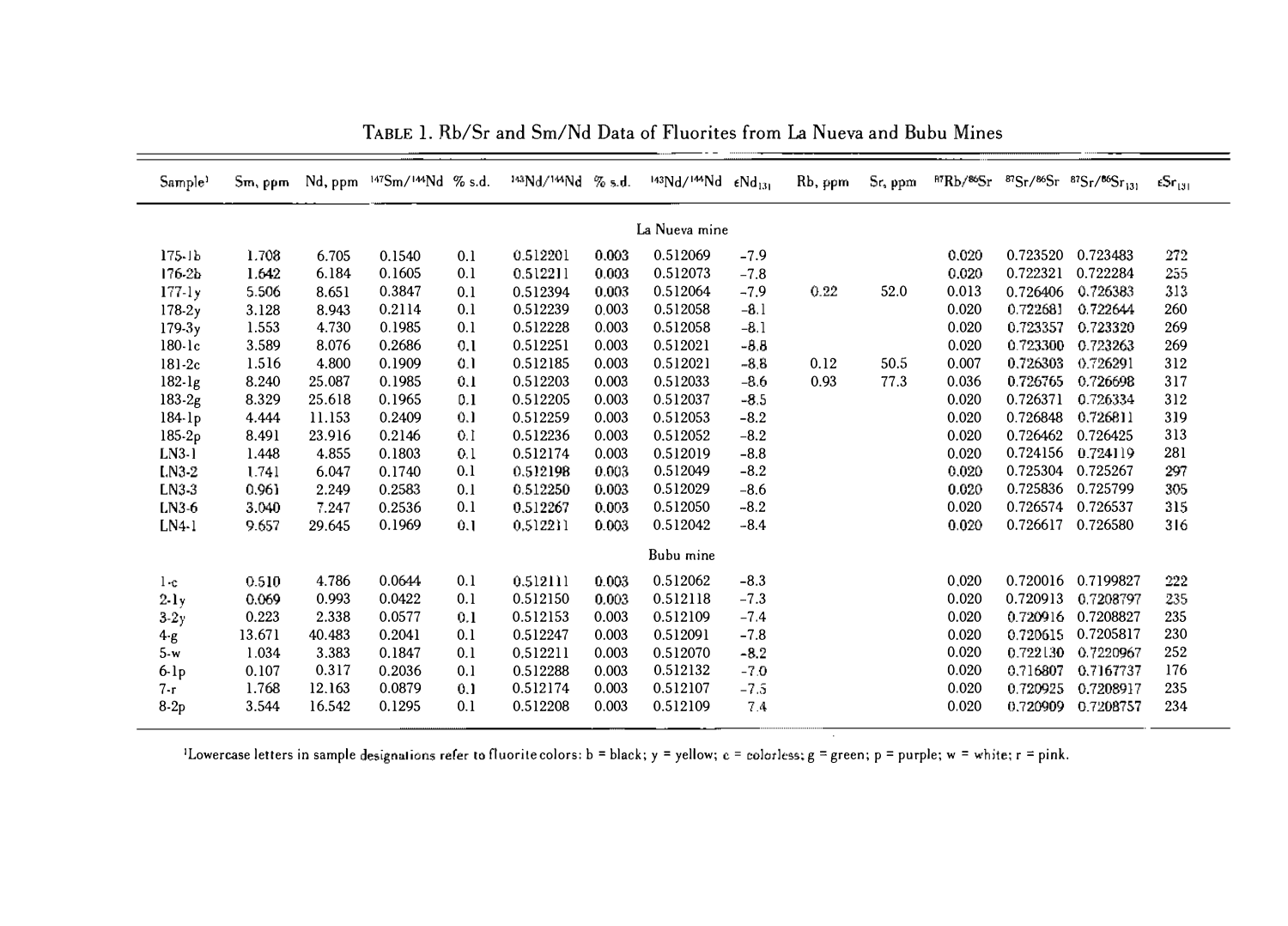TABLE 1. Rb/Sr and Sm/Nd Data of Fluorites from La Nueva and Bubu Mines

| Sample[1] | Sm, ppm | Nd, ppm | $^{147}Sm/^{144}Nd$ | % s.d. | $^{143}Nd/^{144}Nd$ | % s.d. | $^{143}Nd/^{144}Nd$ | $\epsilon Nd_{131}$ | Rb, ppm | Sr, ppm | $^{87}Rb/^{86}Sr$ | $^{87}Sr/^{86}Sr$ | $^{87}Sr/^{86}Sr_{131}$ | $\epsilon Sr_{131}$ |
|---|---|---|---|---|---|---|---|---|---|---|---|---|---|---|
| | | | | | | | La Nueva mine | | | | | | | |
| 175-1b | 1.708 | 6.705 | 0.1540 | 0.1 | 0.512201 | 0.003 | 0.512069 | −7.9 | | | 0.020 | 0.723520 | 0.723483 | 272 |
| 176-2b | 1.642 | 6.184 | 0.1605 | 0.1 | 0.512211 | 0.003 | 0.512073 | −7.8 | | | 0.020 | 0.722321 | 0.722284 | 255 |
| 177-1y | 5.506 | 8.651 | 0.3847 | 0.1 | 0.512394 | 0.003 | 0.512064 | −7.9 | 0.22 | 52.0 | 0.013 | 0.726406 | 0.726383 | 313 |
| 178-2y | 3.128 | 8.943 | 0.2114 | 0.1 | 0.512239 | 0.003 | 0.512058 | −8.1 | | | 0.020 | 0.722681 | 0.722644 | 260 |
| 179-3y | 1.553 | 4.730 | 0.1985 | 0.1 | 0.512228 | 0.003 | 0.512058 | −8.1 | | | 0.020 | 0.723357 | 0.723320 | 269 |
| 180-1c | 3.589 | 8.076 | 0.2686 | 0.1 | 0.512251 | 0.003 | 0.512021 | −8.8 | | | 0.020 | 0.723300 | 0.723263 | 269 |
| 181-2c | 1.516 | 4.800 | 0.1909 | 0.1 | 0.512185 | 0.003 | 0.512021 | −8.8 | 0.12 | 50.5 | 0.007 | 0.726303 | 0.726291 | 312 |
| 182-1g | 8.240 | 25.087 | 0.1985 | 0.1 | 0.512203 | 0.003 | 0.512033 | −8.6 | 0.93 | 77.3 | 0.036 | 0.726765 | 0.726698 | 317 |
| 183-2g | 8.329 | 25.618 | 0.1965 | 0.1 | 0.512205 | 0.003 | 0.512037 | −8.5 | | | 0.020 | 0.726371 | 0.726334 | 312 |
| 184-1p | 4.444 | 11.153 | 0.2409 | 0.1 | 0.512259 | 0.003 | 0.512053 | −8.2 | | | 0.020 | 0.726848 | 0.726811 | 319 |
| 185-2p | 8.491 | 23.916 | 0.2146 | 0.1 | 0.512236 | 0.003 | 0.512052 | −8.2 | | | 0.020 | 0.726462 | 0.726425 | 313 |
| LN3-1 | 1.448 | 4.855 | 0.1803 | 0.1 | 0.512174 | 0.003 | 0.512019 | −8.8 | | | 0.020 | 0.724156 | 0.724119 | 281 |
| LN3-2 | 1.741 | 6.047 | 0.1740 | 0.1 | 0.512198 | 0.003 | 0.512049 | −8.2 | | | 0.020 | 0.725304 | 0.725267 | 297 |
| LN3-3 | 0.961 | 2.249 | 0.2583 | 0.1 | 0.512250 | 0.003 | 0.512029 | −8.6 | | | 0.020 | 0.725836 | 0.725799 | 305 |
| LN3-6 | 3.040 | 7.247 | 0.2536 | 0.1 | 0.512267 | 0.003 | 0.512050 | −8.2 | | | 0.020 | 0.726574 | 0.726537 | 315 |
| LN4-1 | 9.657 | 29.645 | 0.1969 | 0.1 | 0.512211 | 0.003 | 0.512042 | −8.4 | | | 0.020 | 0.726617 | 0.726580 | 316 |
| | | | | | | | Bubu mine | | | | | | | |
| 1-c | 0.510 | 4.786 | 0.0644 | 0.1 | 0.512111 | 0.003 | 0.512062 | −8.3 | | | 0.020 | 0.720016 | 0.7199827 | 222 |
| 2-1y | 0.069 | 0.993 | 0.0422 | 0.1 | 0.512150 | 0.003 | 0.512118 | −7.3 | | | 0.020 | 0.720913 | 0.7208797 | 235 |
| 3-2y | 0.223 | 2.338 | 0.0577 | 0.1 | 0.512153 | 0.003 | 0.512109 | −7.4 | | | 0.020 | 0.720916 | 0.7208827 | 235 |
| 4-g | 13.671 | 40.483 | 0.2041 | 0.1 | 0.512247 | 0.003 | 0.512091 | −7.8 | | | 0.020 | 0.720615 | 0.7205817 | 230 |
| 5-w | 1.034 | 3.383 | 0.1847 | 0.1 | 0.512211 | 0.003 | 0.512070 | −8.2 | | | 0.020 | 0.722130 | 0.7220967 | 252 |
| 6-1p | 0.107 | 0.317 | 0.2036 | 0.1 | 0.512288 | 0.003 | 0.512132 | −7.0 | | | 0.020 | 0.716807 | 0.7167737 | 176 |
| 7-r | 1.768 | 12.163 | 0.0879 | 0.1 | 0.512174 | 0.003 | 0.512107 | −7.5 | | | 0.020 | 0.720925 | 0.7208917 | 235 |
| 8-2p | 3.544 | 16.542 | 0.1295 | 0.1 | 0.512208 | 0.003 | 0.512109 | 7.4 | | | 0.020 | 0.720909 | 0.7208757 | 234 |

[1]Lowercase letters in sample designations refer to fluorite colors: b = black; y = yellow; c = colorless; g = green; p = purple; w = white; r = pink.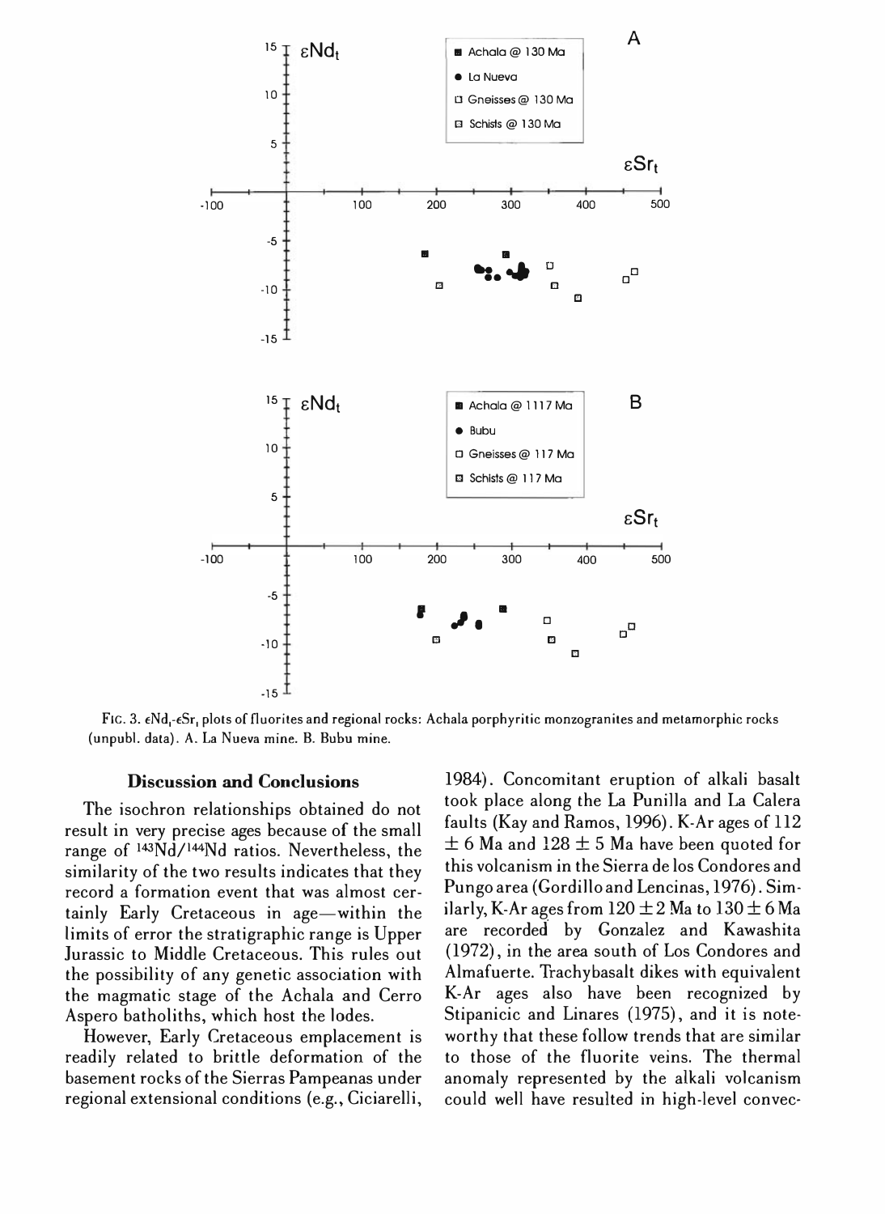FIG. 3. $\epsilon Nd_t$-$\epsilon Sr_t$ plots of fluorites and regional rocks: Achala porphyritic monzogranites and metamorphic rocks (unpubl. data). A. La Nueva mine. B. Bubu mine.

## Discussion and Conclusions

The isochron relationships obtained do not result in very precise ages because of the small range of $^{143}Nd/^{144}Nd$ ratios. Nevertheless, the similarity of the two results indicates that they record a formation event that was almost certainly Early Cretaceous in age—within the limits of error the stratigraphic range is Upper Jurassic to Middle Cretaceous. This rules out the possibility of any genetic association with the magmatic stage of the Achala and Cerro Aspero batholiths, which host the lodes.

However, Early Cretaceous emplacement is readily related to brittle deformation of the basement rocks of the Sierras Pampeanas under regional extensional conditions (e.g., Ciciarelli, 1984). Concomitant eruption of alkali basalt took place along the La Punilla and La Calera faults (Kay and Ramos, 1996). K-Ar ages of 112 ± 6 Ma and 128 ± 5 Ma have been quoted for this volcanism in the Sierra de los Condores and Pungo area (Gordillo and Lencinas, 1976). Similarly, K-Ar ages from 120 ± 2 Ma to 130 ± 6 Ma are recorded by Gonzalez and Kawashita (1972), in the area south of Los Condores and Almafuerte. Trachybasalt dikes with equivalent K-Ar ages also have been recognized by Stipanicic and Linares (1975), and it is noteworthy that these follow trends that are similar to those of the fluorite veins. The thermal anomaly represented by the alkali volcanism could well have resulted in high-level convec-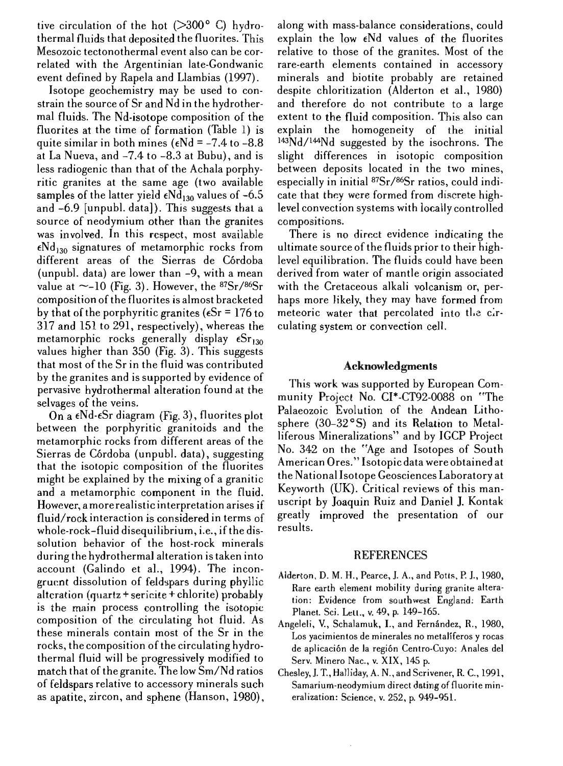tive circulation of the hot (>300° C) hydrothermal fluids that deposited the fluorites. This Mesozoic tectonothermal event also can be correlated with the Argentinian late-Gondwanic event defined by Rapela and Llambias (1997).

Isotope geochemistry may be used to constrain the source of Sr and Nd in the hydrothermal fluids. The Nd-isotope composition of the fluorites at the time of formation (Table 1) is quite similar in both mines ($\epsilon$Nd = -7.4 to -8.8 at La Nueva, and -7.4 to -8.3 at Bubu), and is less radiogenic than that of the Achala porphyritic granites at the same age (two available samples of the latter yield $\epsilon Nd_{130}$ values of -6.5 and -6.9 [unpubl. data]). This suggests that a source of neodymium other than the granites was involved. In this respect, most available $\epsilon Nd_{130}$ signatures of metamorphic rocks from different areas of the Sierras de Córdoba (unpubl. data) are lower than -9, with a mean value at ~-10 (Fig. 3). However, the $^{87}Sr/^{86}Sr$ composition of the fluorites is almost bracketed by that of the porphyritic granites ($\epsilon$Sr = 176 to 317 and 151 to 291, respectively), whereas the metamorphic rocks generally display $\epsilon Sr_{130}$ values higher than 350 (Fig. 3). This suggests that most of the Sr in the fluid was contributed by the granites and is supported by evidence of pervasive hydrothermal alteration found at the selvages of the veins.

On a $\epsilon$Nd-$\epsilon$Sr diagram (Fig. 3), fluorites plot between the porphyritic granitoids and the metamorphic rocks from different areas of the Sierras de Córdoba (unpubl. data), suggesting that the isotopic composition of the fluorites might be explained by the mixing of a granitic and a metamorphic component in the fluid. However, a more realistic interpretation arises if fluid/rock interaction is considered in terms of whole-rock–fluid disequilibrium, i.e., if the dissolution behavior of the host-rock minerals during the hydrothermal alteration is taken into account (Galindo et al., 1994). The incongruent dissolution of feldspars during phyllic alteration (quartz + sericite + chlorite) probably is the main process controlling the isotopic composition of the circulating hot fluid. As these minerals contain most of the Sr in the rocks, the composition of the circulating hydrothermal fluid will be progressively modified to match that of the granite. The low Sm/Nd ratios of feldspars relative to accessory minerals such as apatite, zircon, and sphene (Hanson, 1980), along with mass-balance considerations, could explain the low $\epsilon$Nd values of the fluorites relative to those of the granites. Most of the rare-earth elements contained in accessory minerals and biotite probably are retained despite chloritization (Alderton et al., 1980) and therefore do not contribute to a large extent to the fluid composition. This also can explain the homogeneity of the initial $^{143}Nd/^{144}Nd$ suggested by the isochrons. The slight differences in isotopic composition between deposits located in the two mines, especially in initial $^{87}Sr/^{86}Sr$ ratios, could indicate that they were formed from discrete high-level convection systems with locally controlled compositions.

There is no direct evidence indicating the ultimate source of the fluids prior to their high-level equilibration. The fluids could have been derived from water of mantle origin associated with the Cretaceous alkali volcanism or, perhaps more likely, they may have formed from meteoric water that percolated into the circulating system or convection cell.

## Acknowledgments

This work was supported by European Community Project No. CI*-CT92-0088 on "The Palaeozoic Evolution of the Andean Lithosphere (30–32°S) and its Relation to Metalliferous Mineralizations" and by IGCP Project No. 342 on the "Age and Isotopes of South American Ores." Isotopic data were obtained at the National Isotope Geosciences Laboratory at Keyworth (UK). Critical reviews of this manuscript by Joaquin Ruiz and Daniel J. Kontak greatly improved the presentation of our results.

## REFERENCES

Alderton, D. M. H., Pearce, J. A., and Potts, P. J., 1980, Rare earth element mobility during granite alteration: Evidence from southwest England: Earth Planet. Sci. Lett., v. 49, p. 149–165.

Angeleli, V., Schalamuk, I., and Fernández, R., 1980, Los yacimientos de minerales no metalíferos y rocas de aplicación de la región Centro-Cuyo: Anales del Serv. Minero Nac., v. XIX, 145 p.

Chesley, J. T., Halliday, A. N., and Scrivener, R. C., 1991, Samarium-neodymium direct dating of fluorite mineralization: Science, v. 252, p. 949–951.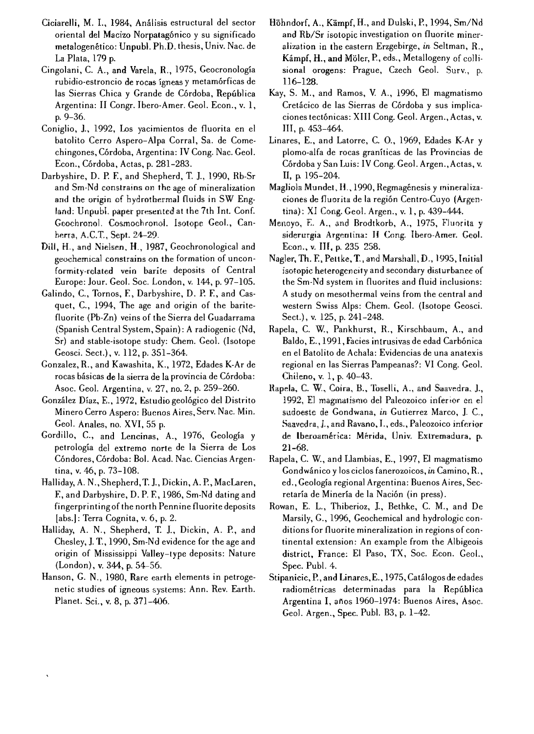Ciciarelli, M. I., 1984, Análisis estructural del sector oriental del Macizo Norpatagónico y su significado metalogenético: Unpubl. Ph.D. thesis, Univ. Nac. de La Plata, 179 p.

Cingolani, C. A., and Varela, R., 1975, Geocronología rubidio-estroncio de rocas ígneas y metamórficas de las Sierras Chica y Grande de Córdoba, República Argentina: II Congr. Ibero-Amer. Geol. Econ., v. 1, p. 9–36.

Coniglio, J., 1992, Los yacimientos de fluorita en el batolito Cerro Aspero–Alpa Corral, Sa. de Comechingones, Córdoba, Argentina: IV Cong. Nac. Geol. Econ., Córdoba, Actas, p. 281–283.

Darbyshire, D. P. F., and Shepherd, T. J., 1990, Rb-Sr and Sm-Nd constrains on the age of mineralization and the origin of hydrothermal fluids in SW England: Unpubl. paper presented at the 7th Int. Conf. Geochronol. Cosmochronol. Isotope Geol., Canberra, A.C.T., Sept. 24–29.

Dill, H., and Nielsen, H., 1987, Geochronological and geochemical constrains on the formation of unconformity-related vein barite deposits of Central Europe: Jour. Geol. Soc. London, v. 144, p. 97–105.

Galindo, C., Tornos, F., Darbyshire, D. P. F., and Casquet, C., 1994, The age and origin of the barite-fluorite (Pb-Zn) veins of the Sierra del Guadarrama (Spanish Central System, Spain): A radiogenic (Nd, Sr) and stable-isotope study: Chem. Geol. (Isotope Geosci. Sect.), v. 112, p. 351–364.

Gonzalez, R., and Kawashita, K., 1972, Edades K-Ar de rocas básicas de la sierra de la provincia de Córdoba: Asoc. Geol. Argentina, v. 27, no. 2, p. 259–260.

González Díaz, E., 1972, Estudio geológico del Distrito Minero Cerro Aspero: Buenos Aires, Serv. Nac. Min. Geol. Anales, no. XVI, 55 p.

Gordillo, C., and Lencinas, A., 1976, Geología y petrología del extremo norte de la Sierra de Los Cóndores, Córdoba: Bol. Acad. Nac. Ciencias Argentina, v. 46, p. 73–108.

Halliday, A. N., Shepherd, T. J., Dickin, A. P., MacLaren, F., and Darbyshire, D. P. F., 1986, Sm-Nd dating and fingerprinting of the north Pennine fluorite deposits [abs.]: Terra Cognita, v. 6, p. 2.

Halliday, A. N., Shepherd, T. J., Dickin, A. P., and Chesley, J. T., 1990, Sm-Nd evidence for the age and origin of Mississippi Valley-type deposits: Nature (London), v. 344, p. 54–56.

Hanson, G. N., 1980, Rare earth elements in petrogenetic studies of igneous systems: Ann. Rev. Earth. Planet. Sci., v. 8, p. 371–406.

Höhndorf, A., Kämpf, H., and Dulski, P., 1994, Sm/Nd and Rb/Sr isotopic investigation on fluorite mineralization in the eastern Erzgebirge, *in* Seltman, R., Kämpf, H., and Möler, P., eds., Metallogeny of collisional orogens: Prague, Czech Geol. Surv., p. 116–128.

Kay, S. M., and Ramos, V. A., 1996, El magmatismo Cretácico de las Sierras de Córdoba y sus implicaciones tectónicas: XIII Cong. Geol. Argen., Actas, v. III, p. 453–464.

Linares, E., and Latorre, C. O., 1969, Edades K-Ar y plomo-alfa de rocas graníticas de las Provincias de Córdoba y San Luis: IV Cong. Geol. Argen., Actas, v. II, p. 195–204.

Magliola Mundet, H., 1990, Regmagénesis y mineralizaciones de fluorita de la región Centro-Cuyo (Argentina): XI Cong. Geol. Argen., v. 1, p. 439–444.

Menoyo, E. A., and Brodtkorb, A., 1975, Fluorita y siderurgia Argentina: II Cong. Ibero-Amer. Geol. Econ., v. III, p. 235–258.

Nagler, Th. F., Pettke, T., and Marshall, D., 1995, Initial isotopic heterogeneity and secondary disturbance of the Sm-Nd system in fluorites and fluid inclusions: A study on mesothermal veins from the central and western Swiss Alps: Chem. Geol. (Isotope Geosci. Sect.), v. 125, p. 241–248.

Rapela, C. W., Pankhurst, R., Kirschbaum, A., and Baldo, E., 1991, Facies intrusivas de edad Carbónica en el Batolito de Achala: Evidencias de una anatexis regional en las Sierras Pampeanas?: VI Cong. Geol. Chileno, v. 1, p. 40–43.

Rapela, C. W., Coira, B., Toselli, A., and Saavedra, J., 1992, El magmatismo del Paleozoico inferior en el sudoeste de Gondwana, *in* Gutierrez Marco, J. C., Saavedra, J., and Ravano, I., eds., Paleozoico inferior de Iberoamérica: Mérida, Univ. Extremadura, p. 21–68.

Rapela, C. W., and Llambias, E., 1997, El magmatismo Gondwánico y los ciclos fanerozoicos, *in* Camino, R., ed., Geología regional Argentina: Buenos Aires, Secretaría de Minería de la Nación (in press).

Rowan, E. L., Thiberioz, J., Bethke, C. M., and De Marsily, G., 1996, Geochemical and hydrologic conditions for fluorite mineralization in regions of continental extension: An example from the Albigeois district, France: El Paso, TX, Soc. Econ. Geol., Spec. Publ. 4.

Stipanicic, P., and Linares, E., 1975, Catálogos de edades radiométricas determinadas para la República Argentina I, años 1960–1974: Buenos Aires, Asoc. Geol. Argen., Spec. Publ. B3, p. 1–42.